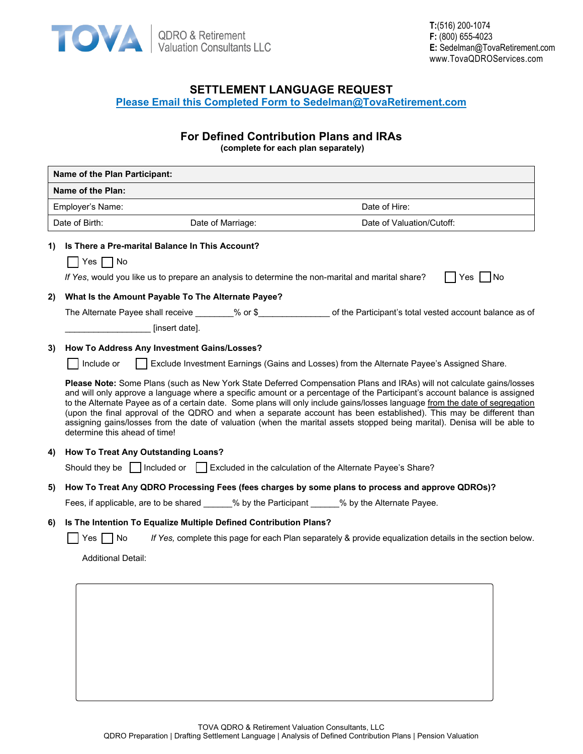TOVA QDRO & Retirement Valuation Consultants LLC

**T:**(516) 200-1074
**F:** (800) 655-4023
**E:** Sedelman@TovaRetirement.com
www.TovaQDROServices.com

# SETTLEMENT LANGUAGE REQUEST

**Please Email this Completed Form to Sedelman@TovaRetirement.com**

## For Defined Contribution Plans and IRAs

**(complete for each plan separately)**

| **Name of the Plan Participant:** | | |
|---|---|---|
| **Name of the Plan:** | | |
| Employer's Name: | | Date of Hire: |
| Date of Birth: | Date of Marriage: | Date of Valuation/Cutoff: |

**1) Is There a Pre-marital Balance In This Account?**

☐ Yes ☐ No

*If Yes*, would you like us to prepare an analysis to determine the non-marital and marital share? ☐ Yes ☐ No

**2) What Is the Amount Payable To The Alternate Payee?**

The Alternate Payee shall receive ________% or $______________ of the Participant's total vested account balance as of __________________ [insert date].

**3) How To Address Any Investment Gains/Losses?**

☐ Include or ☐ Exclude Investment Earnings (Gains and Losses) from the Alternate Payee's Assigned Share.

**Please Note:** Some Plans (such as New York State Deferred Compensation Plans and IRAs) will not calculate gains/losses and will only approve a language where a specific amount or a percentage of the Participant's account balance is assigned to the Alternate Payee as of a certain date. Some plans will only include gains/losses language from the date of segregation (upon the final approval of the QDRO and when a separate account has been established). This may be different than assigning gains/losses from the date of valuation (when the marital assets stopped being marital). Denisa will be able to determine this ahead of time!

**4) How To Treat Any Outstanding Loans?**

Should they be ☐ Included or ☐ Excluded in the calculation of the Alternate Payee's Share?

**5) How To Treat Any QDRO Processing Fees (fees charges by some plans to process and approve QDROs)?**

Fees, if applicable, are to be shared ______% by the Participant ______% by the Alternate Payee.

**6) Is The Intention To Equalize Multiple Defined Contribution Plans?**

☐ Yes ☐ No *If Yes,* complete this page for each Plan separately & provide equalization details in the section below.

Additional Detail:

TOVA QDRO & Retirement Valuation Consultants, LLC
QDRO Preparation | Drafting Settlement Language | Analysis of Defined Contribution Plans | Pension Valuation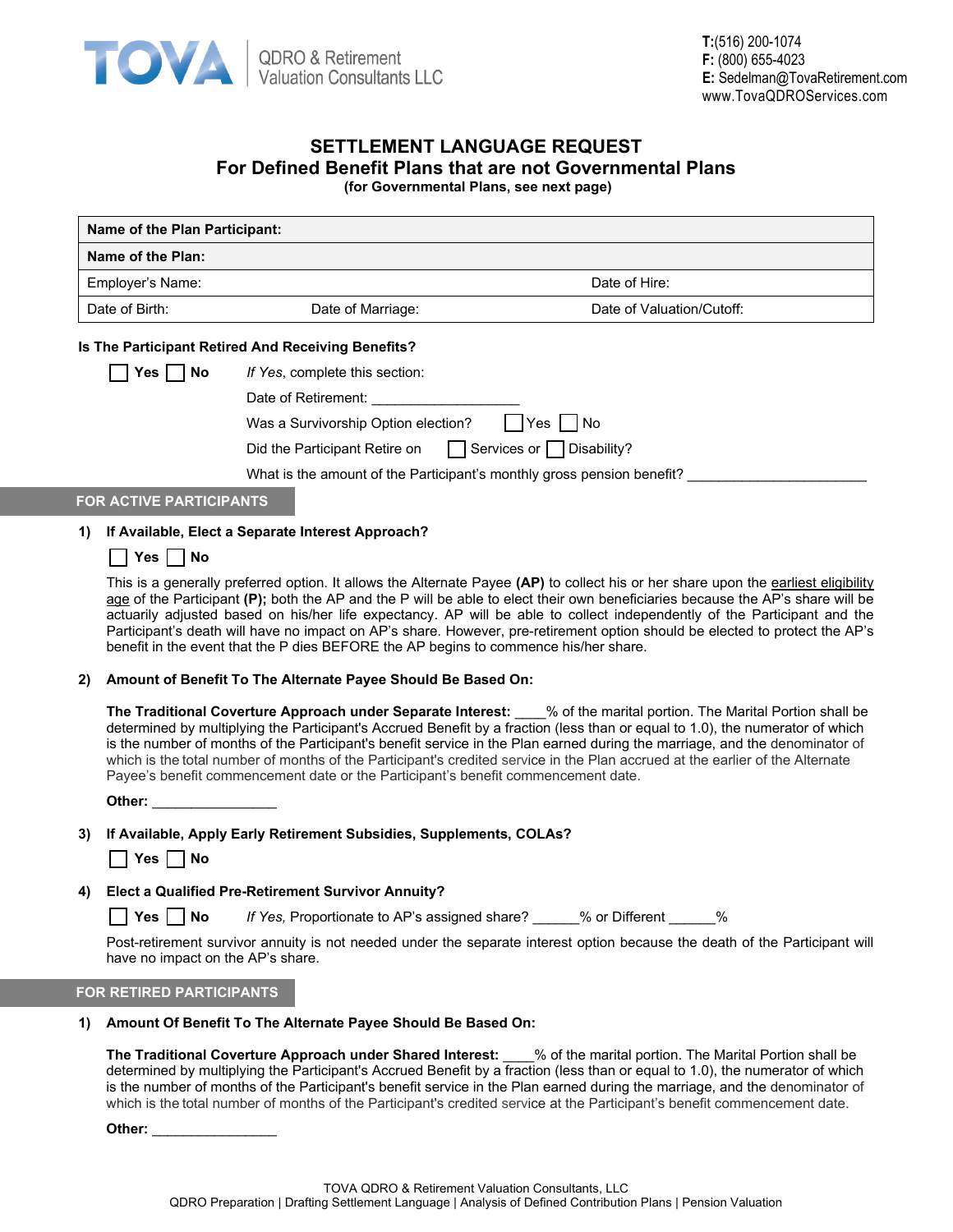TOVA | QDRO & Retirement Valuation Consultants LLC

**T:**(516) 200-1074
**F:** (800) 655-4023
**E:** Sedelman@TovaRetirement.com
www.TovaQDROServices.com

# SETTLEMENT LANGUAGE REQUEST

## For Defined Benefit Plans that are not Governmental Plans

**(for Governmental Plans, see next page)**

| **Name of the Plan Participant:** | | |
|---|---|---|
| **Name of the Plan:** | | |
| Employer's Name: | | Date of Hire: |
| Date of Birth: | Date of Marriage: | Date of Valuation/Cutoff: |

**Is The Participant Retired And Receiving Benefits?**

☐ **Yes** ☐ **No**   *If Yes*, complete this section:

Date of Retirement: ___________________

Was a Survivorship Option election? ☐ Yes ☐ No

Did the Participant Retire on ☐ Services or ☐ Disability?

What is the amount of the Participant's monthly gross pension benefit? _______________________

## FOR ACTIVE PARTICIPANTS

**1) If Available, Elect a Separate Interest Approach?**

☐ **Yes** ☐ **No**

This is a generally preferred option. It allows the Alternate Payee **(AP)** to collect his or her share upon the earliest eligibility age of the Participant **(P);** both the AP and the P will be able to elect their own beneficiaries because the AP's share will be actuarily adjusted based on his/her life expectancy. AP will be able to collect independently of the Participant and the Participant's death will have no impact on AP's share. However, pre-retirement option should be elected to protect the AP's benefit in the event that the P dies BEFORE the AP begins to commence his/her share.

**2) Amount of Benefit To The Alternate Payee Should Be Based On:**

**The Traditional Coverture Approach under Separate Interest:** ____% of the marital portion. The Marital Portion shall be determined by multiplying the Participant's Accrued Benefit by a fraction (less than or equal to 1.0), the numerator of which is the number of months of the Participant's benefit service in the Plan earned during the marriage, and the denominator of which is the total number of months of the Participant's credited service in the Plan accrued at the earlier of the Alternate Payee's benefit commencement date or the Participant's benefit commencement date.

**Other:** ________________

**3) If Available, Apply Early Retirement Subsidies, Supplements, COLAs?**

☐ **Yes** ☐ **No**

**4) Elect a Qualified Pre-Retirement Survivor Annuity?**

☐ **Yes** ☐ **No**   *If Yes,* Proportionate to AP's assigned share? ______% or Different ______%

Post-retirement survivor annuity is not needed under the separate interest option because the death of the Participant will have no impact on the AP's share.

## FOR RETIRED PARTICIPANTS

**1) Amount Of Benefit To The Alternate Payee Should Be Based On:**

**The Traditional Coverture Approach under Shared Interest:** ____% of the marital portion. The Marital Portion shall be determined by multiplying the Participant's Accrued Benefit by a fraction (less than or equal to 1.0), the numerator of which is the number of months of the Participant's benefit service in the Plan earned during the marriage, and the denominator of which is the total number of months of the Participant's credited service at the Participant's benefit commencement date.

**Other:** ________________

TOVA QDRO & Retirement Valuation Consultants, LLC
QDRO Preparation | Drafting Settlement Language | Analysis of Defined Contribution Plans | Pension Valuation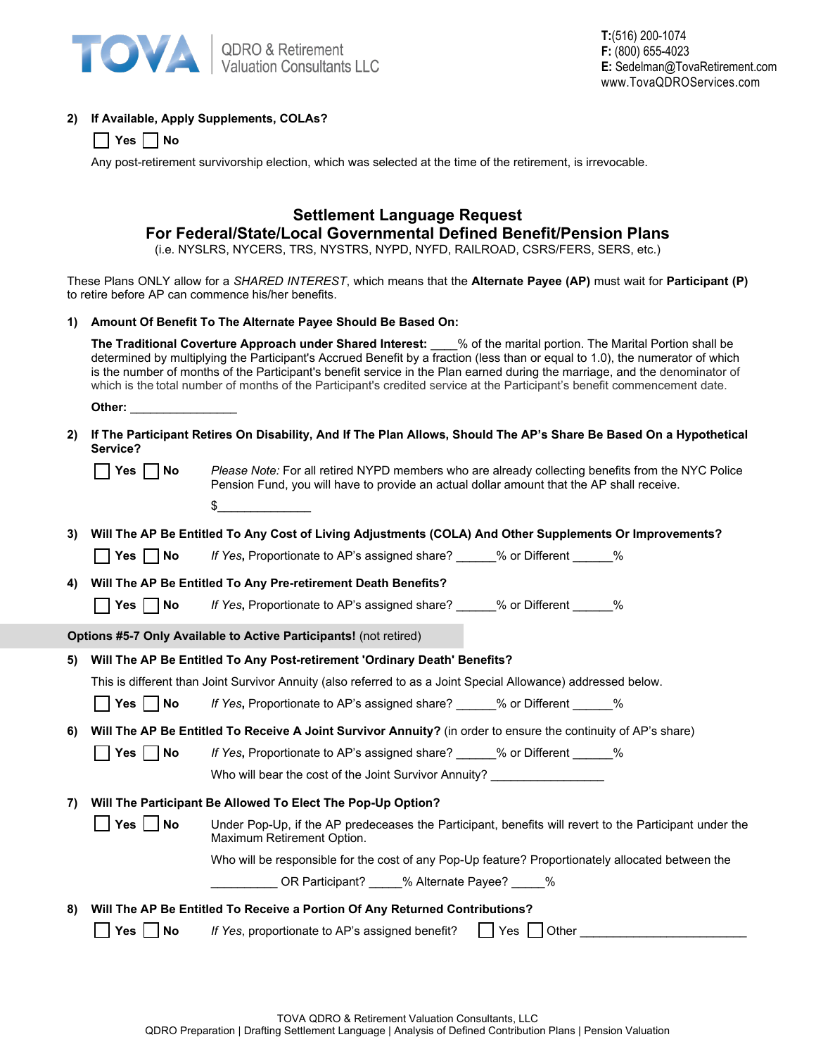**2) If Available, Apply Supplements, COLAs?**

☐ Yes ☐ No

Any post-retirement survivorship election, which was selected at the time of the retirement, is irrevocable.

## Settlement Language Request
## For Federal/State/Local Governmental Defined Benefit/Pension Plans

(i.e. NYSLRS, NYCERS, TRS, NYSTRS, NYPD, NYFD, RAILROAD, CSRS/FERS, SERS, etc.)

These Plans ONLY allow for a *SHARED INTEREST*, which means that the **Alternate Payee (AP)** must wait for **Participant (P)** to retire before AP can commence his/her benefits.

**1) Amount Of Benefit To The Alternate Payee Should Be Based On:**

**The Traditional Coverture Approach under Shared Interest:** ____% of the marital portion. The Marital Portion shall be determined by multiplying the Participant's Accrued Benefit by a fraction (less than or equal to 1.0), the numerator of which is the number of months of the Participant's benefit service in the Plan earned during the marriage, and the denominator of which is the total number of months of the Participant's credited service at the Participant's benefit commencement date.

**Other:** ________________

**2) If The Participant Retires On Disability, And If The Plan Allows, Should The AP's Share Be Based On a Hypothetical Service?**

☐ Yes ☐ No *Please Note:* For all retired NYPD members who are already collecting benefits from the NYC Police Pension Fund, you will have to provide an actual dollar amount that the AP shall receive.

$______________

**3) Will The AP Be Entitled To Any Cost of Living Adjustments (COLA) And Other Supplements Or Improvements?**

☐ Yes ☐ No *If Yes*, Proportionate to AP's assigned share? ______% or Different ______%

**4) Will The AP Be Entitled To Any Pre-retirement Death Benefits?**

☐ Yes ☐ No *If Yes*, Proportionate to AP's assigned share? ______% or Different ______%

**Options #5-7 Only Available to Active Participants!** (not retired)

**5) Will The AP Be Entitled To Any Post-retirement 'Ordinary Death' Benefits?**

This is different than Joint Survivor Annuity (also referred to as a Joint Special Allowance) addressed below.

☐ Yes ☐ No *If Yes*, Proportionate to AP's assigned share? ______% or Different ______%

**6) Will The AP Be Entitled To Receive A Joint Survivor Annuity?** (in order to ensure the continuity of AP's share)

☐ Yes ☐ No *If Yes*, Proportionate to AP's assigned share? ______% or Different ______%

Who will bear the cost of the Joint Survivor Annuity? ________________

**7) Will The Participant Be Allowed To Elect The Pop-Up Option?**

☐ Yes ☐ No Under Pop-Up, if the AP predeceases the Participant, benefits will revert to the Participant under the Maximum Retirement Option.

Who will be responsible for the cost of any Pop-Up feature? Proportionately allocated between the __________ OR Participant? _____% Alternate Payee? _____%

**8) Will The AP Be Entitled To Receive a Portion Of Any Returned Contributions?**

☐ Yes ☐ No *If Yes*, proportionate to AP's assigned benefit? ☐ Yes ☐ Other _________________________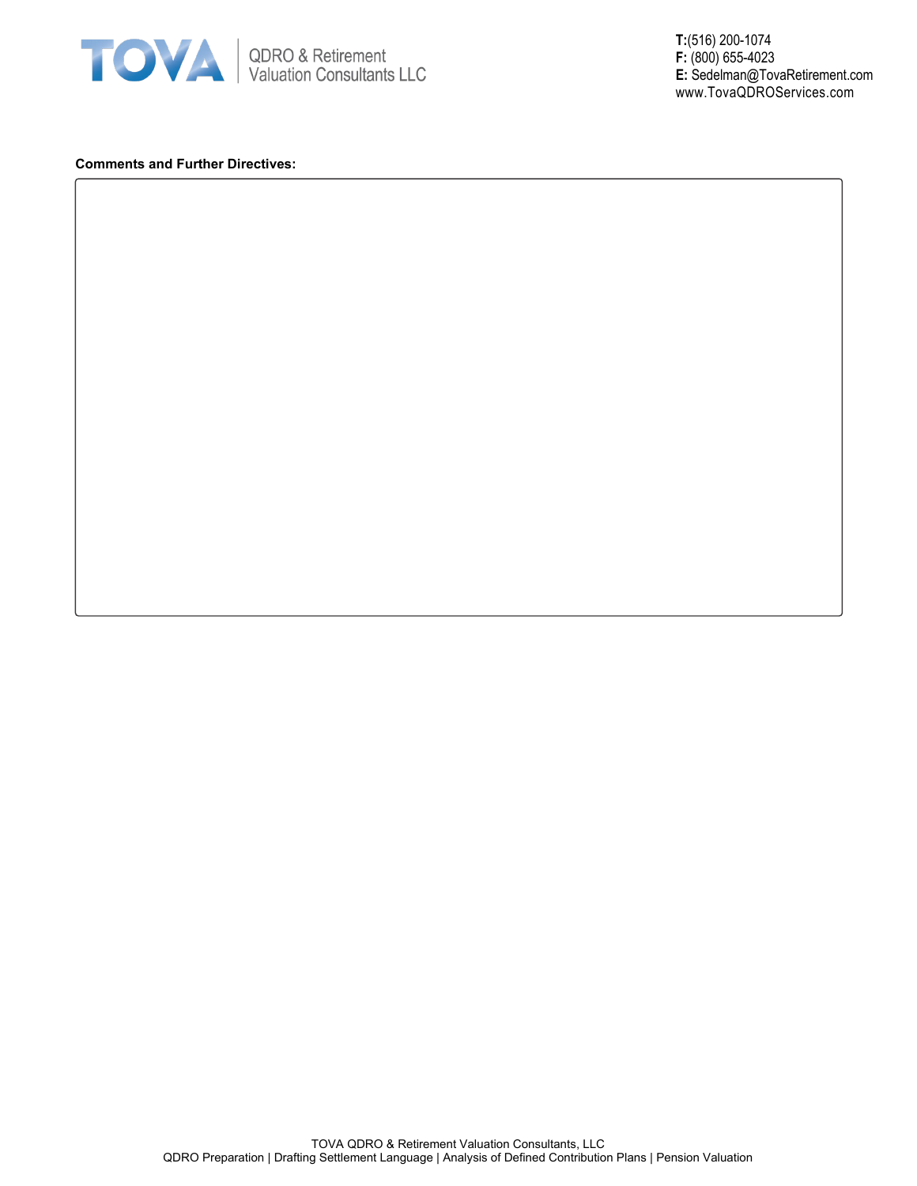**Comments and Further Directives:**